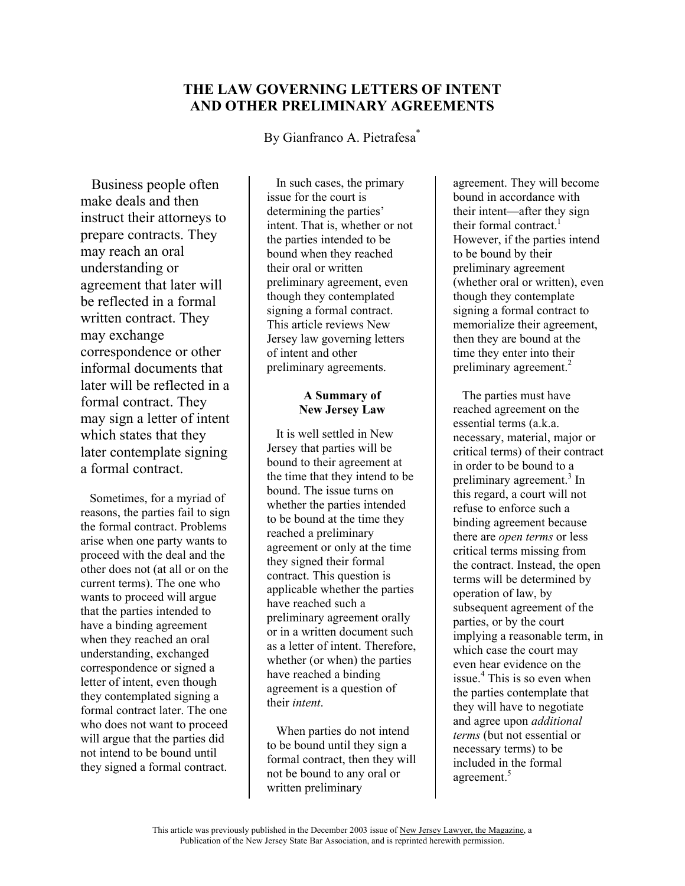# THE LAW GOVERNING LETTERS OF INTENT AND OTHER PRELIMINARY AGREEMENTS

By Gianfranco A. Pietrafesa*

Business people often make deals and then instruct their attorneys to prepare contracts. They may reach an oral understanding or agreement that later will be reflected in a formal written contract. They may exchange correspondence or other informal documents that later will be reflected in a formal contract. They may sign a letter of intent which states that they later contemplate signing a formal contract.

Sometimes, for a myriad of reasons, the parties fail to sign the formal contract. Problems arise when one party wants to proceed with the deal and the other does not (at all or on the current terms). The one who wants to proceed will argue that the parties intended to have a binding agreement when they reached an oral understanding, exchanged correspondence or signed a letter of intent, even though they contemplated signing a formal contract later. The one who does not want to proceed will argue that the parties did not intend to be bound until they signed a formal contract.

In such cases, the primary issue for the court is determining the parties' intent. That is, whether or not the parties intended to be bound when they reached their oral or written preliminary agreement, even though they contemplated signing a formal contract. This article reviews New Jersey law governing letters of intent and other preliminary agreements.

## A Summary of New Jersey Law

It is well settled in New Jersey that parties will be bound to their agreement at the time that they intend to be bound. The issue turns on whether the parties intended to be bound at the time they reached a preliminary agreement or only at the time they signed their formal contract. This question is applicable whether the parties have reached such a preliminary agreement orally or in a written document such as a letter of intent. Therefore, whether (or when) the parties have reached a binding agreement is a question of their *intent*.

When parties do not intend to be bound until they sign a formal contract, then they will not be bound to any oral or written preliminary agreement. They will become bound in accordance with their intent—after they sign their formal contract.[1] However, if the parties intend to be bound by their preliminary agreement (whether oral or written), even though they contemplate signing a formal contract to memorialize their agreement, then they are bound at the time they enter into their preliminary agreement.[2]

The parties must have reached agreement on the essential terms (a.k.a. necessary, material, major or critical terms) of their contract in order to be bound to a preliminary agreement.[3] In this regard, a court will not refuse to enforce such a binding agreement because there are *open terms* or less critical terms missing from the contract. Instead, the open terms will be determined by operation of law, by subsequent agreement of the parties, or by the court implying a reasonable term, in which case the court may even hear evidence on the issue.[4] This is so even when the parties contemplate that they will have to negotiate and agree upon *additional terms* (but not essential or necessary terms) to be included in the formal agreement.[5]

This article was previously published in the December 2003 issue of New Jersey Lawyer, the Magazine, a Publication of the New Jersey State Bar Association, and is reprinted herewith permission.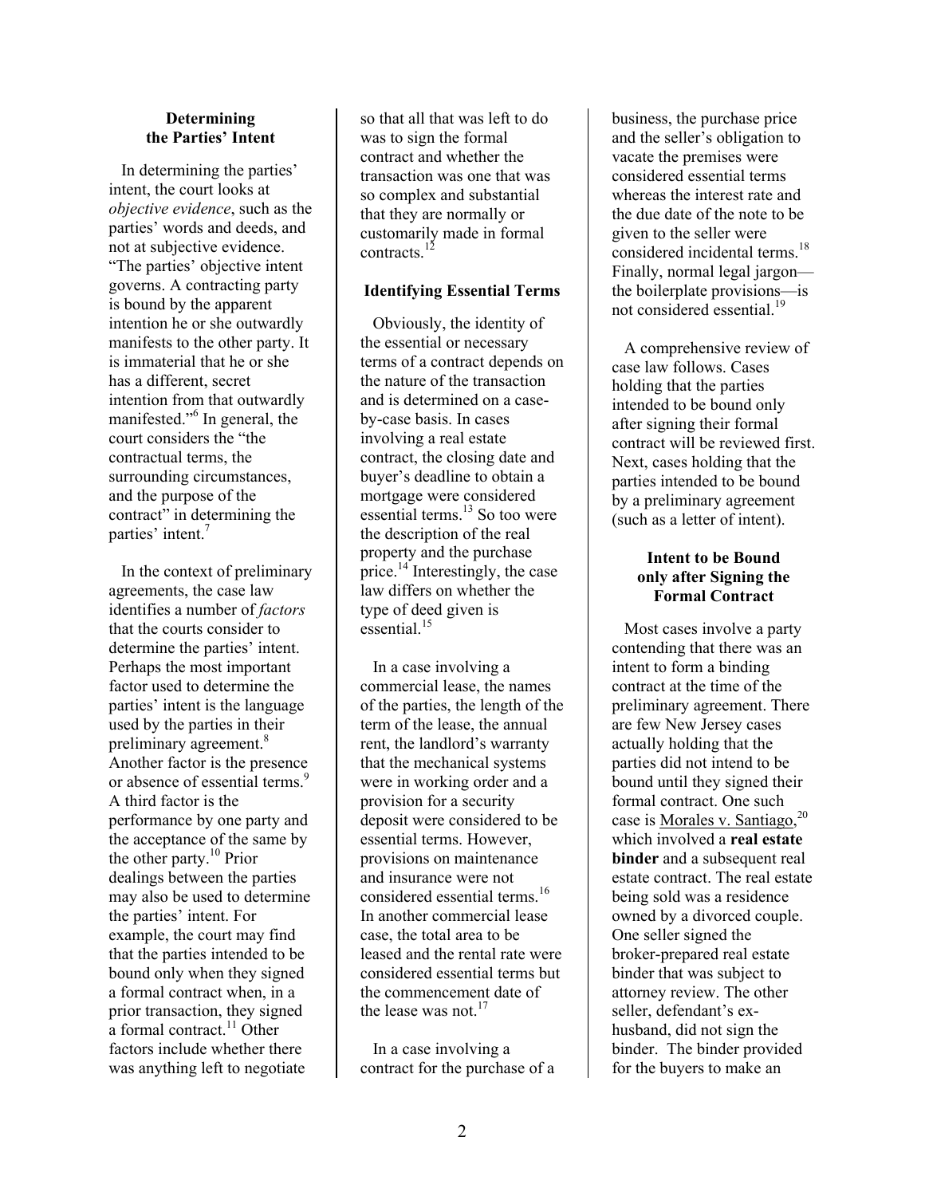### Determining the Parties' Intent

In determining the parties' intent, the court looks at *objective evidence*, such as the parties' words and deeds, and not at subjective evidence. "The parties' objective intent governs. A contracting party is bound by the apparent intention he or she outwardly manifests to the other party. It is immaterial that he or she has a different, secret intention from that outwardly manifested."[6] In general, the court considers the "the contractual terms, the surrounding circumstances, and the purpose of the contract" in determining the parties' intent.[7]

In the context of preliminary agreements, the case law identifies a number of *factors* that the courts consider to determine the parties' intent. Perhaps the most important factor used to determine the parties' intent is the language used by the parties in their preliminary agreement.[8] Another factor is the presence or absence of essential terms.[9] A third factor is the performance by one party and the acceptance of the same by the other party.[10] Prior dealings between the parties may also be used to determine the parties' intent. For example, the court may find that the parties intended to be bound only when they signed a formal contract when, in a prior transaction, they signed a formal contract.[11] Other factors include whether there was anything left to negotiate so that all that was left to do was to sign the formal contract and whether the transaction was one that was so complex and substantial that they are normally or customarily made in formal contracts.[12]

### Identifying Essential Terms

Obviously, the identity of the essential or necessary terms of a contract depends on the nature of the transaction and is determined on a case-by-case basis. In cases involving a real estate contract, the closing date and buyer's deadline to obtain a mortgage were considered essential terms.[13] So too were the description of the real property and the purchase price.[14] Interestingly, the case law differs on whether the type of deed given is essential.[15]

In a case involving a commercial lease, the names of the parties, the length of the term of the lease, the annual rent, the landlord's warranty that the mechanical systems were in working order and a provision for a security deposit were considered to be essential terms. However, provisions on maintenance and insurance were not considered essential terms.[16] In another commercial lease case, the total area to be leased and the rental rate were considered essential terms but the commencement date of the lease was not.[17]

In a case involving a contract for the purchase of a business, the purchase price and the seller's obligation to vacate the premises were considered essential terms whereas the interest rate and the due date of the note to be given to the seller were considered incidental terms.[18] Finally, normal legal jargon—the boilerplate provisions—is not considered essential.[19]

A comprehensive review of case law follows. Cases holding that the parties intended to be bound only after signing their formal contract will be reviewed first. Next, cases holding that the parties intended to be bound by a preliminary agreement (such as a letter of intent).

### Intent to be Bound only after Signing the Formal Contract

Most cases involve a party contending that there was an intent to form a binding contract at the time of the preliminary agreement. There are few New Jersey cases actually holding that the parties did not intend to be bound until they signed their formal contract. One such case is Morales v. Santiago,[20] which involved a **real estate binder** and a subsequent real estate contract. The real estate being sold was a residence owned by a divorced couple. One seller signed the broker-prepared real estate binder that was subject to attorney review. The other seller, defendant's ex-husband, did not sign the binder. The binder provided for the buyers to make an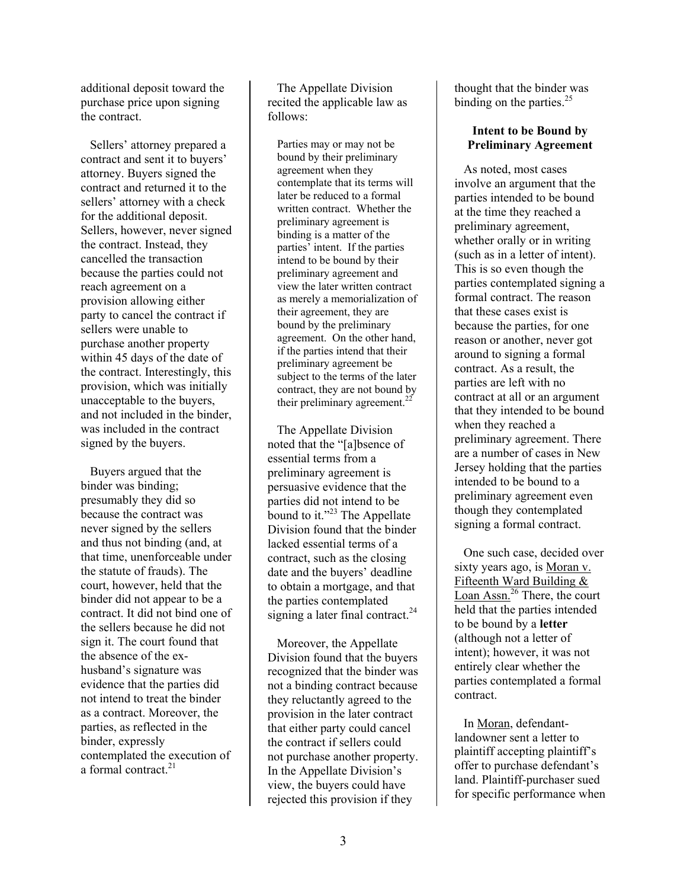additional deposit toward the purchase price upon signing the contract.

Sellers' attorney prepared a contract and sent it to buyers' attorney. Buyers signed the contract and returned it to the sellers' attorney with a check for the additional deposit. Sellers, however, never signed the contract. Instead, they cancelled the transaction because the parties could not reach agreement on a provision allowing either party to cancel the contract if sellers were unable to purchase another property within 45 days of the date of the contract. Interestingly, this provision, which was initially unacceptable to the buyers, and not included in the binder, was included in the contract signed by the buyers.

Buyers argued that the binder was binding; presumably they did so because the contract was never signed by the sellers and thus not binding (and, at that time, unenforceable under the statute of frauds). The court, however, held that the binder did not appear to be a contract. It did not bind one of the sellers because he did not sign it. The court found that the absence of the ex-husband's signature was evidence that the parties did not intend to treat the binder as a contract. Moreover, the parties, as reflected in the binder, expressly contemplated the execution of a formal contract.[21]

The Appellate Division recited the applicable law as follows:

> Parties may or may not be bound by their preliminary agreement when they contemplate that its terms will later be reduced to a formal written contract. Whether the preliminary agreement is binding is a matter of the parties' intent. If the parties intend to be bound by their preliminary agreement and view the later written contract as merely a memorialization of their agreement, they are bound by the preliminary agreement. On the other hand, if the parties intend that their preliminary agreement be subject to the terms of the later contract, they are not bound by their preliminary agreement.[22]

The Appellate Division noted that the "[a]bsence of essential terms from a preliminary agreement is persuasive evidence that the parties did not intend to be bound to it."[23] The Appellate Division found that the binder lacked essential terms of a contract, such as the closing date and the buyers' deadline to obtain a mortgage, and that the parties contemplated signing a later final contract.[24]

Moreover, the Appellate Division found that the buyers recognized that the binder was not a binding contract because they reluctantly agreed to the provision in the later contract that either party could cancel the contract if sellers could not purchase another property. In the Appellate Division's view, the buyers could have rejected this provision if they thought that the binder was binding on the parties.[25]

### Intent to be Bound by Preliminary Agreement

As noted, most cases involve an argument that the parties intended to be bound at the time they reached a preliminary agreement, whether orally or in writing (such as in a letter of intent). This is so even though the parties contemplated signing a formal contract. The reason that these cases exist is because the parties, for one reason or another, never got around to signing a formal contract. As a result, the parties are left with no contract at all or an argument that they intended to be bound when they reached a preliminary agreement. There are a number of cases in New Jersey holding that the parties intended to be bound to a preliminary agreement even though they contemplated signing a formal contract.

One such case, decided over sixty years ago, is Moran v. Fifteenth Ward Building & Loan Assn.[26] There, the court held that the parties intended to be bound by a **letter** (although not a letter of intent); however, it was not entirely clear whether the parties contemplated a formal contract.

In Moran, defendant-landowner sent a letter to plaintiff accepting plaintiff's offer to purchase defendant's land. Plaintiff-purchaser sued for specific performance when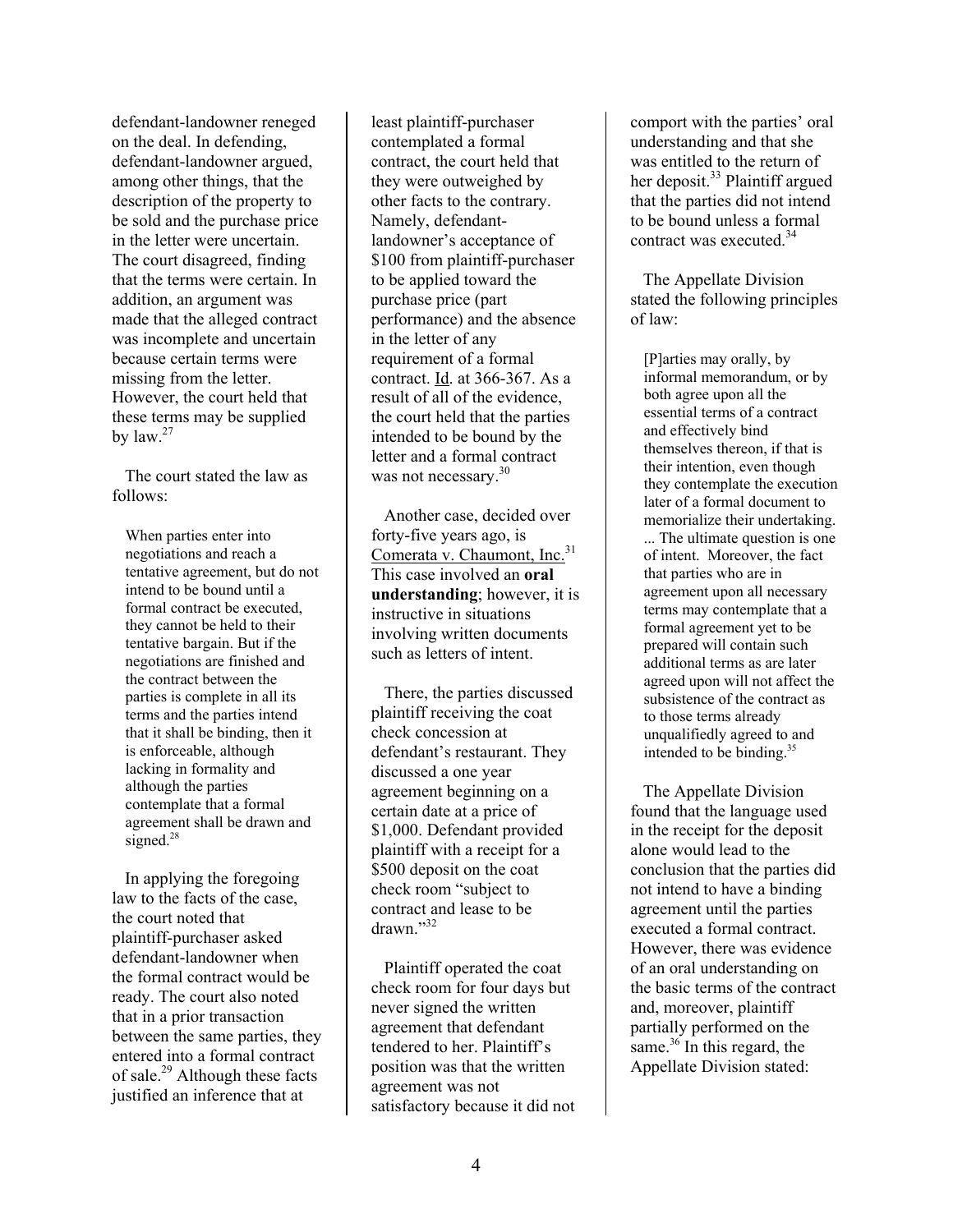defendant-landowner reneged on the deal. In defending, defendant-landowner argued, among other things, that the description of the property to be sold and the purchase price in the letter were uncertain. The court disagreed, finding that the terms were certain. In addition, an argument was made that the alleged contract was incomplete and uncertain because certain terms were missing from the letter. However, the court held that these terms may be supplied by law.[27]

The court stated the law as follows:

> When parties enter into negotiations and reach a tentative agreement, but do not intend to be bound until a formal contract be executed, they cannot be held to their tentative bargain. But if the negotiations are finished and the contract between the parties is complete in all its terms and the parties intend that it shall be binding, then it is enforceable, although lacking in formality and although the parties contemplate that a formal agreement shall be drawn and signed.[28]

In applying the foregoing law to the facts of the case, the court noted that plaintiff-purchaser asked defendant-landowner when the formal contract would be ready. The court also noted that in a prior transaction between the same parties, they entered into a formal contract of sale.[29] Although these facts justified an inference that at least plaintiff-purchaser contemplated a formal contract, the court held that they were outweighed by other facts to the contrary. Namely, defendant-landowner's acceptance of $100 from plaintiff-purchaser to be applied toward the purchase price (part performance) and the absence in the letter of any requirement of a formal contract. Id. at 366-367. As a result of all of the evidence, the court held that the parties intended to be bound by the letter and a formal contract was not necessary.[30]

Another case, decided over forty-five years ago, is Comerata v. Chaumont, Inc.[31] This case involved an **oral understanding**; however, it is instructive in situations involving written documents such as letters of intent.

There, the parties discussed plaintiff receiving the coat check concession at defendant's restaurant. They discussed a one year agreement beginning on a certain date at a price of $1,000. Defendant provided plaintiff with a receipt for a $500 deposit on the coat check room "subject to contract and lease to be drawn."[32]

Plaintiff operated the coat check room for four days but never signed the written agreement that defendant tendered to her. Plaintiff's position was that the written agreement was not satisfactory because it did not comport with the parties' oral understanding and that she was entitled to the return of her deposit.[33] Plaintiff argued that the parties did not intend to be bound unless a formal contract was executed.[34]

The Appellate Division stated the following principles of law:

> [P]arties may orally, by informal memorandum, or by both agree upon all the essential terms of a contract and effectively bind themselves thereon, if that is their intention, even though they contemplate the execution later of a formal document to memorialize their undertaking. ... The ultimate question is one of intent. Moreover, the fact that parties who are in agreement upon all necessary terms may contemplate that a formal agreement yet to be prepared will contain such additional terms as are later agreed upon will not affect the subsistence of the contract as to those terms already unqualifiedly agreed to and intended to be binding.[35]

The Appellate Division found that the language used in the receipt for the deposit alone would lead to the conclusion that the parties did not intend to have a binding agreement until the parties executed a formal contract. However, there was evidence of an oral understanding on the basic terms of the contract and, moreover, plaintiff partially performed on the same.[36] In this regard, the Appellate Division stated: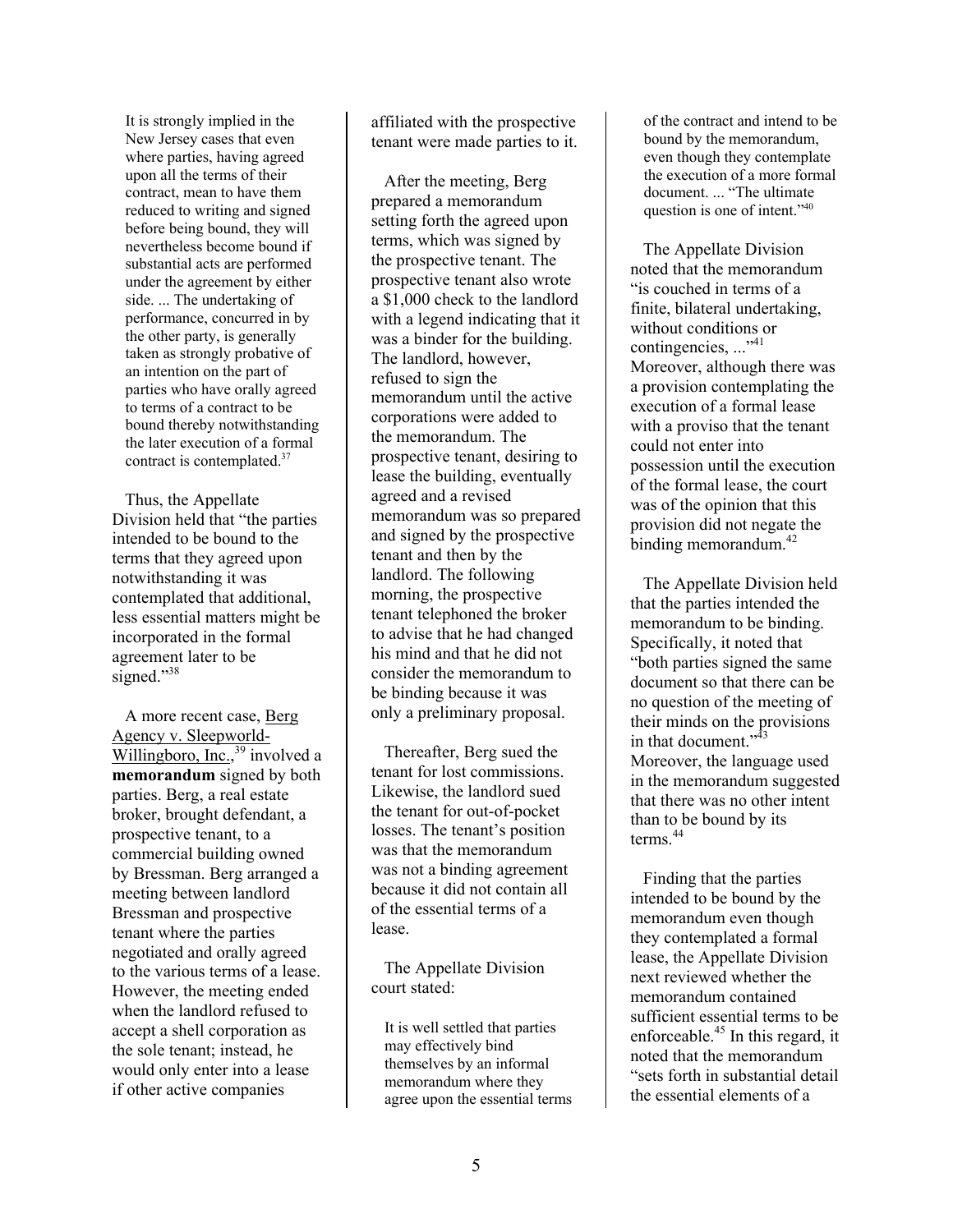> It is strongly implied in the New Jersey cases that even where parties, having agreed upon all the terms of their contract, mean to have them reduced to writing and signed before being bound, they will nevertheless become bound if substantial acts are performed under the agreement by either side. ... The undertaking of performance, concurred in by the other party, is generally taken as strongly probative of an intention on the part of parties who have orally agreed to terms of a contract to be bound thereby notwithstanding the later execution of a formal contract is contemplated.[37]

Thus, the Appellate Division held that "the parties intended to be bound to the terms that they agreed upon notwithstanding it was contemplated that additional, less essential matters might be incorporated in the formal agreement later to be signed."[38]

A more recent case, Berg Agency v. Sleepworld-Willingboro, Inc.,[39] involved a **memorandum** signed by both parties. Berg, a real estate broker, brought defendant, a prospective tenant, to a commercial building owned by Bressman. Berg arranged a meeting between landlord Bressman and prospective tenant where the parties negotiated and orally agreed to the various terms of a lease. However, the meeting ended when the landlord refused to accept a shell corporation as the sole tenant; instead, he would only enter into a lease if other active companies affiliated with the prospective tenant were made parties to it.

After the meeting, Berg prepared a memorandum setting forth the agreed upon terms, which was signed by the prospective tenant. The prospective tenant also wrote a $1,000 check to the landlord with a legend indicating that it was a binder for the building. The landlord, however, refused to sign the memorandum until the active corporations were added to the memorandum. The prospective tenant, desiring to lease the building, eventually agreed and a revised memorandum was so prepared and signed by the prospective tenant and then by the landlord. The following morning, the prospective tenant telephoned the broker to advise that he had changed his mind and that he did not consider the memorandum to be binding because it was only a preliminary proposal.

Thereafter, Berg sued the tenant for lost commissions. Likewise, the landlord sued the tenant for out-of-pocket losses. The tenant's position was that the memorandum was not a binding agreement because it did not contain all of the essential terms of a lease.

The Appellate Division court stated:

> It is well settled that parties may effectively bind themselves by an informal memorandum where they agree upon the essential terms of the contract and intend to be bound by the memorandum, even though they contemplate the execution of a more formal document. ... "The ultimate question is one of intent."[40]

The Appellate Division noted that the memorandum "is couched in terms of a finite, bilateral undertaking, without conditions or contingencies, ..."[41] Moreover, although there was a provision contemplating the execution of a formal lease with a proviso that the tenant could not enter into possession until the execution of the formal lease, the court was of the opinion that this provision did not negate the binding memorandum.[42]

The Appellate Division held that the parties intended the memorandum to be binding. Specifically, it noted that "both parties signed the same document so that there can be no question of the meeting of their minds on the provisions in that document."[43] Moreover, the language used in the memorandum suggested that there was no other intent than to be bound by its terms.[44]

Finding that the parties intended to be bound by the memorandum even though they contemplated a formal lease, the Appellate Division next reviewed whether the memorandum contained sufficient essential terms to be enforceable.[45] In this regard, it noted that the memorandum "sets forth in substantial detail the essential elements of a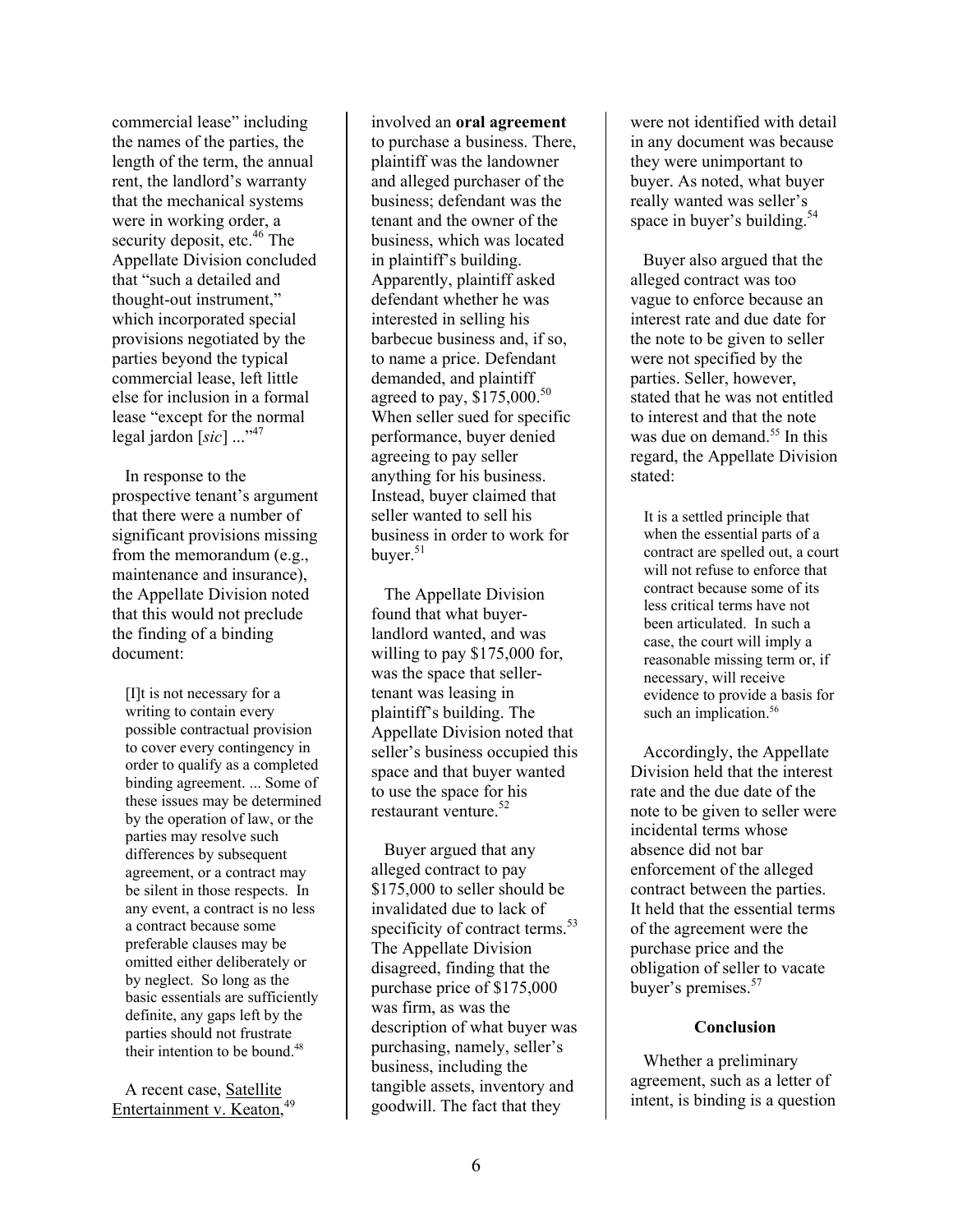commercial lease" including the names of the parties, the length of the term, the annual rent, the landlord's warranty that the mechanical systems were in working order, a security deposit, etc.[46] The Appellate Division concluded that "such a detailed and thought-out instrument," which incorporated special provisions negotiated by the parties beyond the typical commercial lease, left little else for inclusion in a formal lease "except for the normal legal jardon [*sic*] ..."[47]

In response to the prospective tenant's argument that there were a number of significant provisions missing from the memorandum (e.g., maintenance and insurance), the Appellate Division noted that this would not preclude the finding of a binding document:

> [I]t is not necessary for a writing to contain every possible contractual provision to cover every contingency in order to qualify as a completed binding agreement. ... Some of these issues may be determined by the operation of law, or the parties may resolve such differences by subsequent agreement, or a contract may be silent in those respects. In any event, a contract is no less a contract because some preferable clauses may be omitted either deliberately or by neglect. So long as the basic essentials are sufficiently definite, any gaps left by the parties should not frustrate their intention to be bound.[48]

A recent case, Satellite Entertainment v. Keaton,[49] involved an **oral agreement** to purchase a business. There, plaintiff was the landowner and alleged purchaser of the business; defendant was the tenant and the owner of the business, which was located in plaintiff's building. Apparently, plaintiff asked defendant whether he was interested in selling his barbecue business and, if so, to name a price. Defendant demanded, and plaintiff agreed to pay, $175,000.[50] When seller sued for specific performance, buyer denied agreeing to pay seller anything for his business. Instead, buyer claimed that seller wanted to sell his business in order to work for buyer.[51]

The Appellate Division found that what buyer-landlord wanted, and was willing to pay $175,000 for, was the space that seller-tenant was leasing in plaintiff's building. The Appellate Division noted that seller's business occupied this space and that buyer wanted to use the space for his restaurant venture.[52]

Buyer argued that any alleged contract to pay $175,000 to seller should be invalidated due to lack of specificity of contract terms.[53] The Appellate Division disagreed, finding that the purchase price of $175,000 was firm, as was the description of what buyer was purchasing, namely, seller's business, including the tangible assets, inventory and goodwill. The fact that they were not identified with detail in any document was because they were unimportant to buyer. As noted, what buyer really wanted was seller's space in buyer's building.[54]

Buyer also argued that the alleged contract was too vague to enforce because an interest rate and due date for the note to be given to seller were not specified by the parties. Seller, however, stated that he was not entitled to interest and that the note was due on demand.[55] In this regard, the Appellate Division stated:

> It is a settled principle that when the essential parts of a contract are spelled out, a court will not refuse to enforce that contract because some of its less critical terms have not been articulated. In such a case, the court will imply a reasonable missing term or, if necessary, will receive evidence to provide a basis for such an implication.[56]

Accordingly, the Appellate Division held that the interest rate and the due date of the note to be given to seller were incidental terms whose absence did not bar enforcement of the alleged contract between the parties. It held that the essential terms of the agreement were the purchase price and the obligation of seller to vacate buyer's premises.[57]

## Conclusion

Whether a preliminary agreement, such as a letter of intent, is binding is a question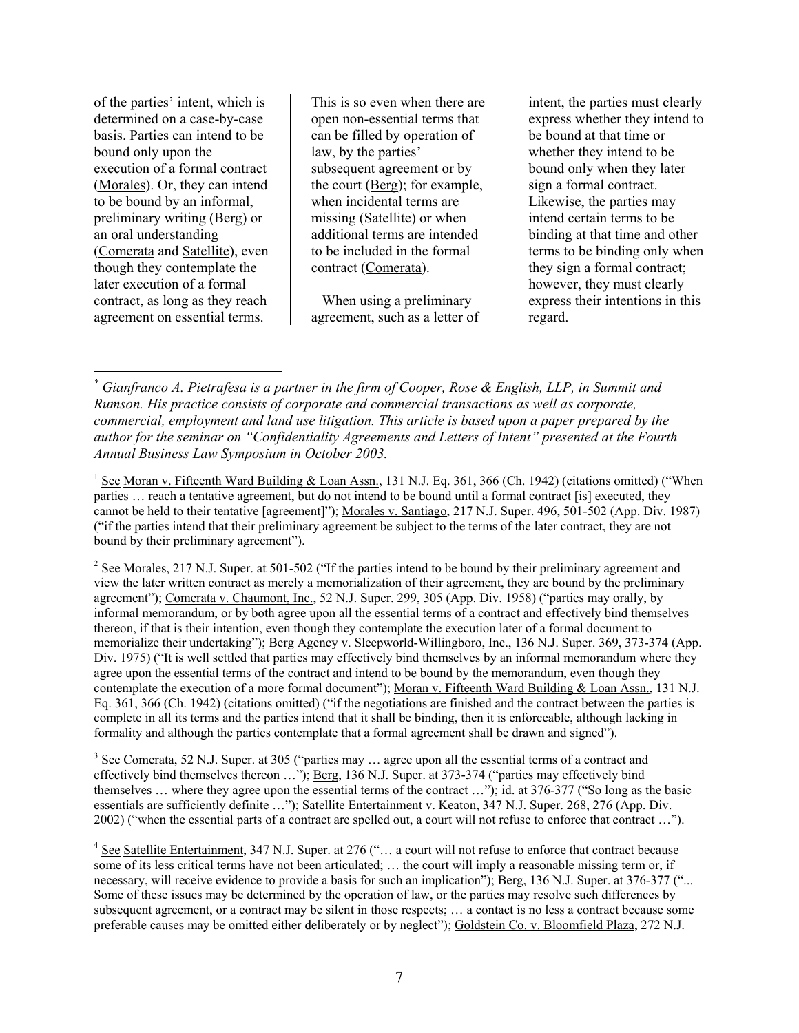of the parties' intent, which is determined on a case-by-case basis. Parties can intend to be bound only upon the execution of a formal contract (Morales). Or, they can intend to be bound by an informal, preliminary writing (Berg) or an oral understanding (Comerata and Satellite), even though they contemplate the later execution of a formal contract, as long as they reach agreement on essential terms. This is so even when there are open non-essential terms that can be filled by operation of law, by the parties' subsequent agreement or by the court (Berg); for example, when incidental terms are missing (Satellite) or when additional terms are intended to be included in the formal contract (Comerata).

When using a preliminary agreement, such as a letter of intent, the parties must clearly express whether they intend to be bound at that time or whether they intend to be bound only when they later sign a formal contract. Likewise, the parties may intend certain terms to be binding at that time and other terms to be binding only when they sign a formal contract; however, they must clearly express their intentions in this regard.

---

\* *Gianfranco A. Pietrafesa is a partner in the firm of Cooper, Rose & English, LLP, in Summit and Rumson. His practice consists of corporate and commercial transactions as well as corporate, commercial, employment and land use litigation. This article is based upon a paper prepared by the author for the seminar on "Confidentiality Agreements and Letters of Intent" presented at the Fourth Annual Business Law Symposium in October 2003.*

[1] See Moran v. Fifteenth Ward Building & Loan Assn., 131 N.J. Eq. 361, 366 (Ch. 1942) (citations omitted) ("When parties … reach a tentative agreement, but do not intend to be bound until a formal contract [is] executed, they cannot be held to their tentative [agreement]"); Morales v. Santiago, 217 N.J. Super. 496, 501-502 (App. Div. 1987) ("if the parties intend that their preliminary agreement be subject to the terms of the later contract, they are not bound by their preliminary agreement").

[2] See Morales, 217 N.J. Super. at 501-502 ("If the parties intend to be bound by their preliminary agreement and view the later written contract as merely a memorialization of their agreement, they are bound by the preliminary agreement"); Comerata v. Chaumont, Inc., 52 N.J. Super. 299, 305 (App. Div. 1958) ("parties may orally, by informal memorandum, or by both agree upon all the essential terms of a contract and effectively bind themselves thereon, if that is their intention, even though they contemplate the execution later of a formal document to memorialize their undertaking"); Berg Agency v. Sleepworld-Willingboro, Inc., 136 N.J. Super. 369, 373-374 (App. Div. 1975) ("It is well settled that parties may effectively bind themselves by an informal memorandum where they agree upon the essential terms of the contract and intend to be bound by the memorandum, even though they contemplate the execution of a more formal document"); Moran v. Fifteenth Ward Building & Loan Assn., 131 N.J. Eq. 361, 366 (Ch. 1942) (citations omitted) ("if the negotiations are finished and the contract between the parties is complete in all its terms and the parties intend that it shall be binding, then it is enforceable, although lacking in formality and although the parties contemplate that a formal agreement shall be drawn and signed").

[3] See Comerata, 52 N.J. Super. at 305 ("parties may … agree upon all the essential terms of a contract and effectively bind themselves thereon …"); Berg, 136 N.J. Super. at 373-374 ("parties may effectively bind themselves … where they agree upon the essential terms of the contract …"); id. at 376-377 ("So long as the basic essentials are sufficiently definite …"); Satellite Entertainment v. Keaton, 347 N.J. Super. 268, 276 (App. Div. 2002) ("when the essential parts of a contract are spelled out, a court will not refuse to enforce that contract …").

[4] See Satellite Entertainment, 347 N.J. Super. at 276 ("… a court will not refuse to enforce that contract because some of its less critical terms have not been articulated; … the court will imply a reasonable missing term or, if necessary, will receive evidence to provide a basis for such an implication"); Berg, 136 N.J. Super. at 376-377 ("... Some of these issues may be determined by the operation of law, or the parties may resolve such differences by subsequent agreement, or a contract may be silent in those respects; … a contact is no less a contract because some preferable causes may be omitted either deliberately or by neglect"); Goldstein Co. v. Bloomfield Plaza, 272 N.J.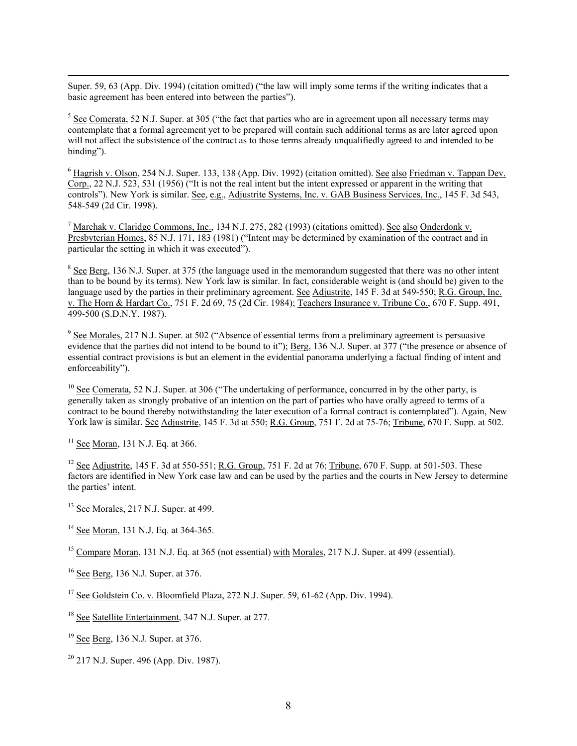Super. 59, 63 (App. Div. 1994) (citation omitted) ("the law will imply some terms if the writing indicates that a basic agreement has been entered into between the parties").

[5] See Comerata, 52 N.J. Super. at 305 ("the fact that parties who are in agreement upon all necessary terms may contemplate that a formal agreement yet to be prepared will contain such additional terms as are later agreed upon will not affect the subsistence of the contract as to those terms already unqualifiedly agreed to and intended to be binding").

[6] Hagrish v. Olson, 254 N.J. Super. 133, 138 (App. Div. 1992) (citation omitted). See also Friedman v. Tappan Dev. Corp., 22 N.J. 523, 531 (1956) ("It is not the real intent but the intent expressed or apparent in the writing that controls"). New York is similar. See, e.g., Adjustrite Systems, Inc. v. GAB Business Services, Inc., 145 F. 3d 543, 548-549 (2d Cir. 1998).

[7] Marchak v. Claridge Commons, Inc., 134 N.J. 275, 282 (1993) (citations omitted). See also Onderdonk v. Presbyterian Homes, 85 N.J. 171, 183 (1981) ("Intent may be determined by examination of the contract and in particular the setting in which it was executed").

[8] See Berg, 136 N.J. Super. at 375 (the language used in the memorandum suggested that there was no other intent than to be bound by its terms). New York law is similar. In fact, considerable weight is (and should be) given to the language used by the parties in their preliminary agreement. See Adjustrite, 145 F. 3d at 549-550; R.G. Group, Inc. v. The Horn & Hardart Co., 751 F. 2d 69, 75 (2d Cir. 1984); Teachers Insurance v. Tribune Co., 670 F. Supp. 491, 499-500 (S.D.N.Y. 1987).

[9] See Morales, 217 N.J. Super. at 502 ("Absence of essential terms from a preliminary agreement is persuasive evidence that the parties did not intend to be bound to it"); Berg, 136 N.J. Super. at 377 ("the presence or absence of essential contract provisions is but an element in the evidential panorama underlying a factual finding of intent and enforceability").

[10] See Comerata, 52 N.J. Super. at 306 ("The undertaking of performance, concurred in by the other party, is generally taken as strongly probative of an intention on the part of parties who have orally agreed to terms of a contract to be bound thereby notwithstanding the later execution of a formal contract is contemplated"). Again, New York law is similar. See Adjustrite, 145 F. 3d at 550; R.G. Group, 751 F. 2d at 75-76; Tribune, 670 F. Supp. at 502.

[11] See Moran, 131 N.J. Eq. at 366.

[12] See Adjustrite, 145 F. 3d at 550-551; R.G. Group, 751 F. 2d at 76; Tribune, 670 F. Supp. at 501-503. These factors are identified in New York case law and can be used by the parties and the courts in New Jersey to determine the parties' intent.

[13] See Morales, 217 N.J. Super. at 499.

[14] See Moran, 131 N.J. Eq. at 364-365.

[15] Compare Moran, 131 N.J. Eq. at 365 (not essential) with Morales, 217 N.J. Super. at 499 (essential).

[16] See Berg, 136 N.J. Super. at 376.

[17] See Goldstein Co. v. Bloomfield Plaza, 272 N.J. Super. 59, 61-62 (App. Div. 1994).

[18] See Satellite Entertainment, 347 N.J. Super. at 277.

[19] See Berg, 136 N.J. Super. at 376.

[20] 217 N.J. Super. 496 (App. Div. 1987).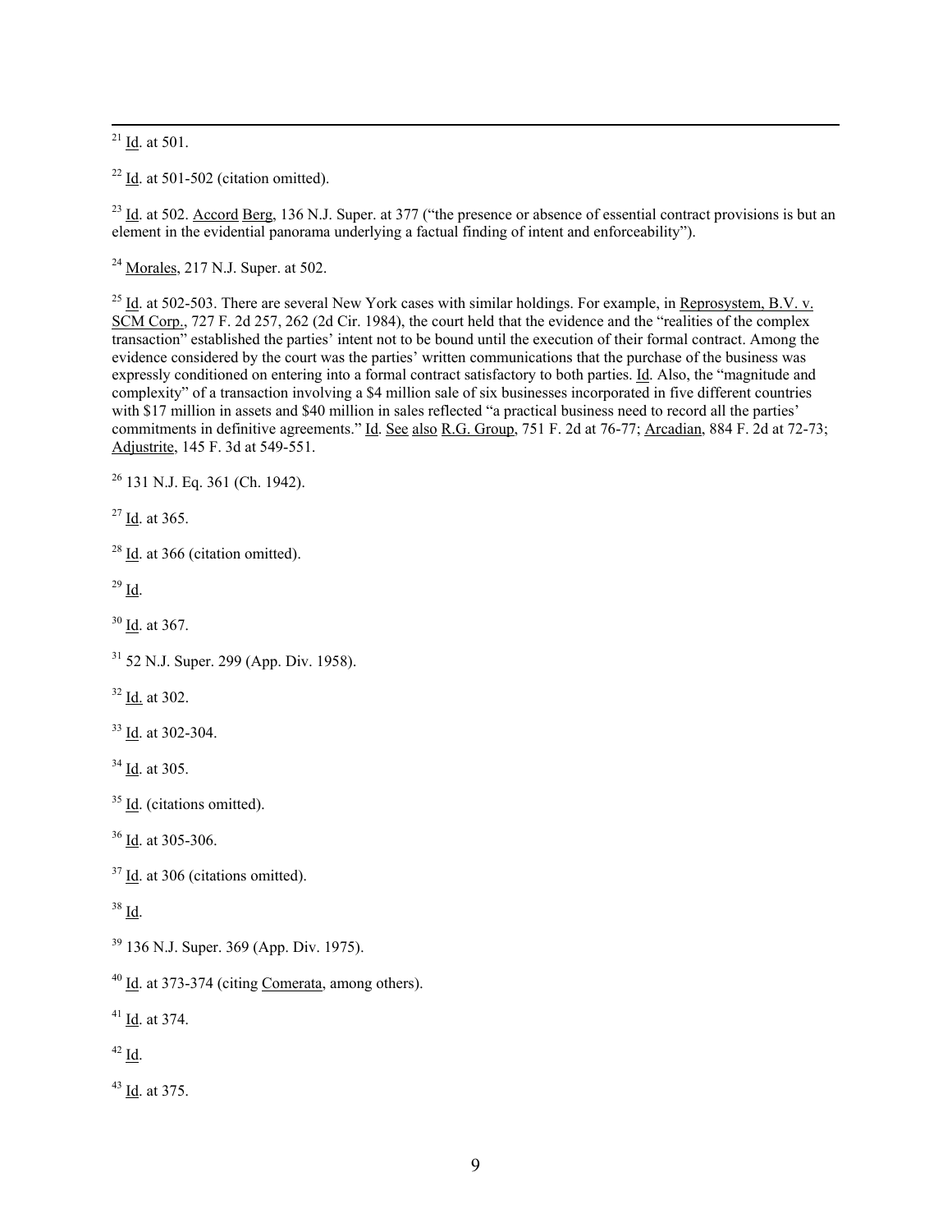[21] Id. at 501.

[22] Id. at 501-502 (citation omitted).

[23] Id. at 502. Accord Berg, 136 N.J. Super. at 377 ("the presence or absence of essential contract provisions is but an element in the evidential panorama underlying a factual finding of intent and enforceability").

[24] Morales, 217 N.J. Super. at 502.

[25] Id. at 502-503. There are several New York cases with similar holdings. For example, in Reprosystem, B.V. v. SCM Corp., 727 F. 2d 257, 262 (2d Cir. 1984), the court held that the evidence and the "realities of the complex transaction" established the parties' intent not to be bound until the execution of their formal contract. Among the evidence considered by the court was the parties' written communications that the purchase of the business was expressly conditioned on entering into a formal contract satisfactory to both parties. Id. Also, the "magnitude and complexity" of a transaction involving a $4 million sale of six businesses incorporated in five different countries with $17 million in assets and $40 million in sales reflected "a practical business need to record all the parties' commitments in definitive agreements." Id. See also R.G. Group, 751 F. 2d at 76-77; Arcadian, 884 F. 2d at 72-73; Adjustrite, 145 F. 3d at 549-551.

[26] 131 N.J. Eq. 361 (Ch. 1942).

[27] Id. at 365.

[28] Id. at 366 (citation omitted).

[29] Id.

[30] Id. at 367.

[31] 52 N.J. Super. 299 (App. Div. 1958).

[32] Id. at 302.

[33] Id. at 302-304.

[34] Id. at 305.

[35] Id. (citations omitted).

[36] Id. at 305-306.

[37] Id. at 306 (citations omitted).

[38] Id.

[39] 136 N.J. Super. 369 (App. Div. 1975).

[40] Id. at 373-374 (citing Comerata, among others).

[41] Id. at 374.

[42] Id.

[43] Id. at 375.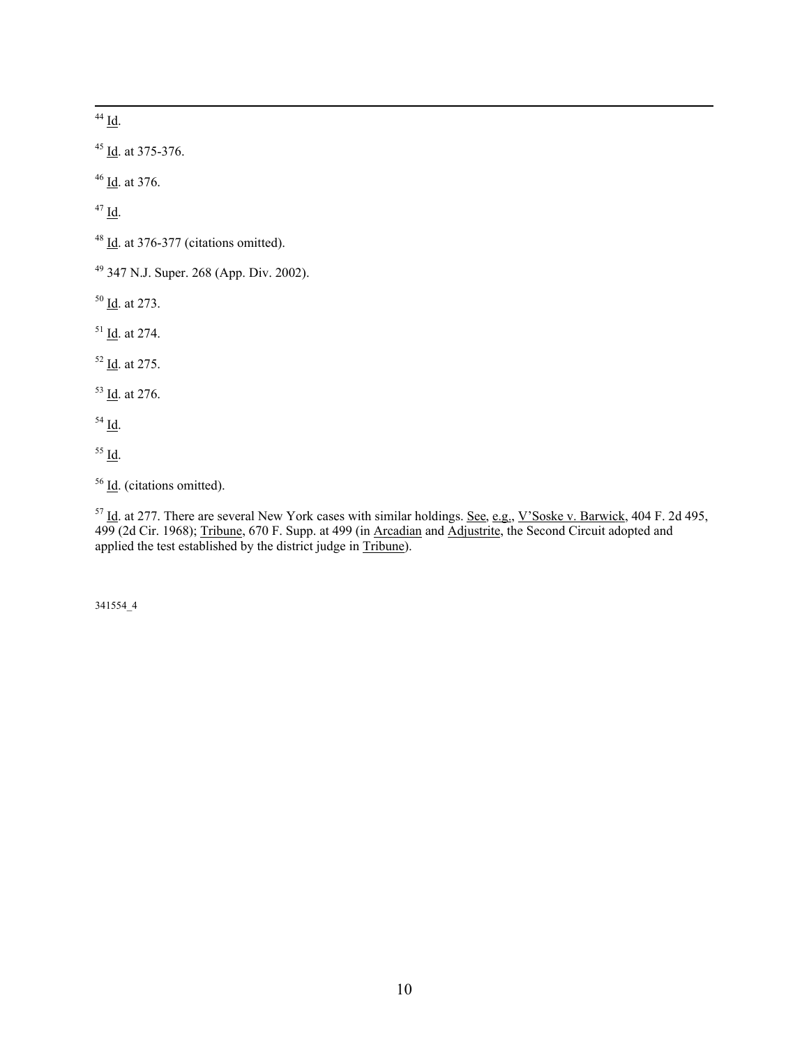[44] Id.

[45] Id. at 375-376.

[46] Id. at 376.

[47] Id.

[48] Id. at 376-377 (citations omitted).

[49] 347 N.J. Super. 268 (App. Div. 2002).

[50] Id. at 273.

[51] Id. at 274.

[52] Id. at 275.

[53] Id. at 276.

[54] Id.

[55] Id.

[56] Id. (citations omitted).

[57] Id. at 277. There are several New York cases with similar holdings. See, e.g., V'Soske v. Barwick, 404 F. 2d 495, 499 (2d Cir. 1968); Tribune, 670 F. Supp. at 499 (in Arcadian and Adjustrite, the Second Circuit adopted and applied the test established by the district judge in Tribune).

341554_4